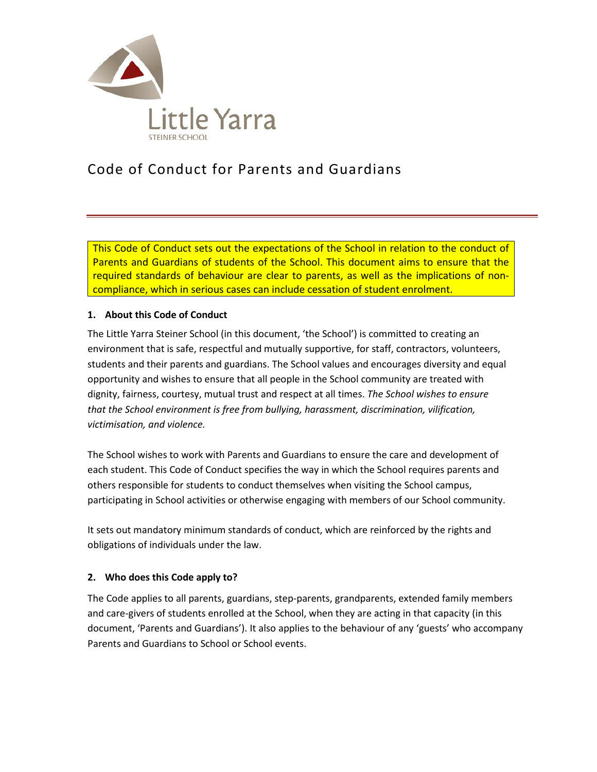Little Yarra

STEINER SCHOOL

# Code of Conduct for Parents and Guardians

This Code of Conduct sets out the expectations of the School in relation to the conduct of Parents and Guardians of students of the School. This document aims to ensure that the required standards of behaviour are clear to parents, as well as the implications of non-compliance, which in serious cases can include cessation of student enrolment.

**1. About this Code of Conduct**

The Little Yarra Steiner School (in this document, 'the School') is committed to creating an environment that is safe, respectful and mutually supportive, for staff, contractors, volunteers, students and their parents and guardians. The School values and encourages diversity and equal opportunity and wishes to ensure that all people in the School community are treated with dignity, fairness, courtesy, mutual trust and respect at all times. *The School wishes to ensure that the School environment is free from bullying, harassment, discrimination, vilification, victimisation, and violence.*

The School wishes to work with Parents and Guardians to ensure the care and development of each student. This Code of Conduct specifies the way in which the School requires parents and others responsible for students to conduct themselves when visiting the School campus, participating in School activities or otherwise engaging with members of our School community.

It sets out mandatory minimum standards of conduct, which are reinforced by the rights and obligations of individuals under the law.

**2. Who does this Code apply to?**

The Code applies to all parents, guardians, step-parents, grandparents, extended family members and care-givers of students enrolled at the School, when they are acting in that capacity (in this document, 'Parents and Guardians'). It also applies to the behaviour of any 'guests' who accompany Parents and Guardians to School or School events.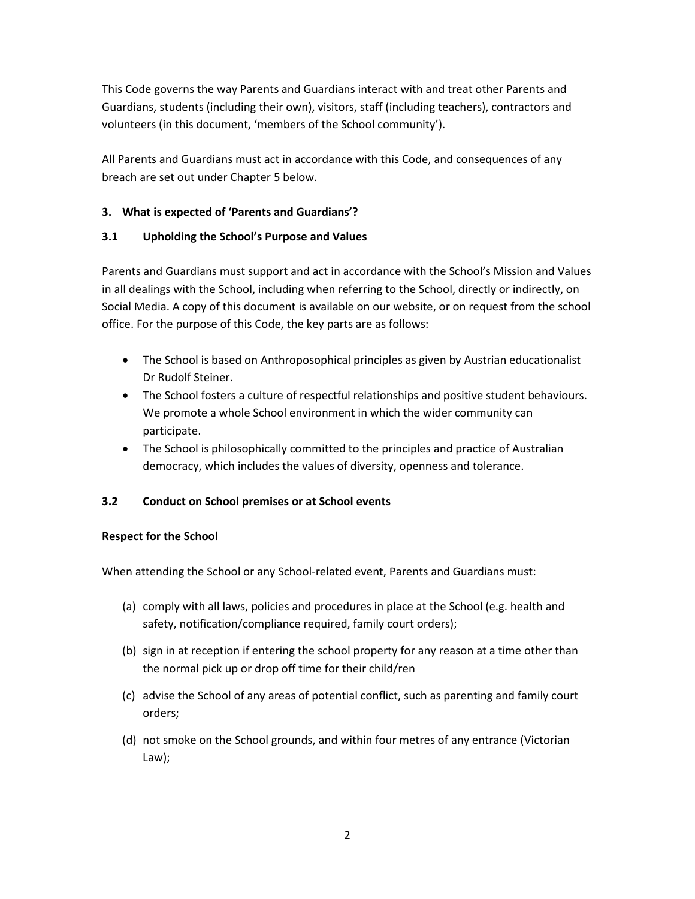This Code governs the way Parents and Guardians interact with and treat other Parents and Guardians, students (including their own), visitors, staff (including teachers), contractors and volunteers (in this document, 'members of the School community').

All Parents and Guardians must act in accordance with this Code, and consequences of any breach are set out under Chapter 5 below.

## 3. What is expected of 'Parents and Guardians'?

### 3.1 Upholding the School's Purpose and Values

Parents and Guardians must support and act in accordance with the School's Mission and Values in all dealings with the School, including when referring to the School, directly or indirectly, on Social Media. A copy of this document is available on our website, or on request from the school office. For the purpose of this Code, the key parts are as follows:

- The School is based on Anthroposophical principles as given by Austrian educationalist Dr Rudolf Steiner.
- The School fosters a culture of respectful relationships and positive student behaviours. We promote a whole School environment in which the wider community can participate.
- The School is philosophically committed to the principles and practice of Australian democracy, which includes the values of diversity, openness and tolerance.

### 3.2 Conduct on School premises or at School events

**Respect for the School**

When attending the School or any School-related event, Parents and Guardians must:

(a) comply with all laws, policies and procedures in place at the School (e.g. health and safety, notification/compliance required, family court orders);

(b) sign in at reception if entering the school property for any reason at a time other than the normal pick up or drop off time for their child/ren

(c) advise the School of any areas of potential conflict, such as parenting and family court orders;

(d) not smoke on the School grounds, and within four metres of any entrance (Victorian Law);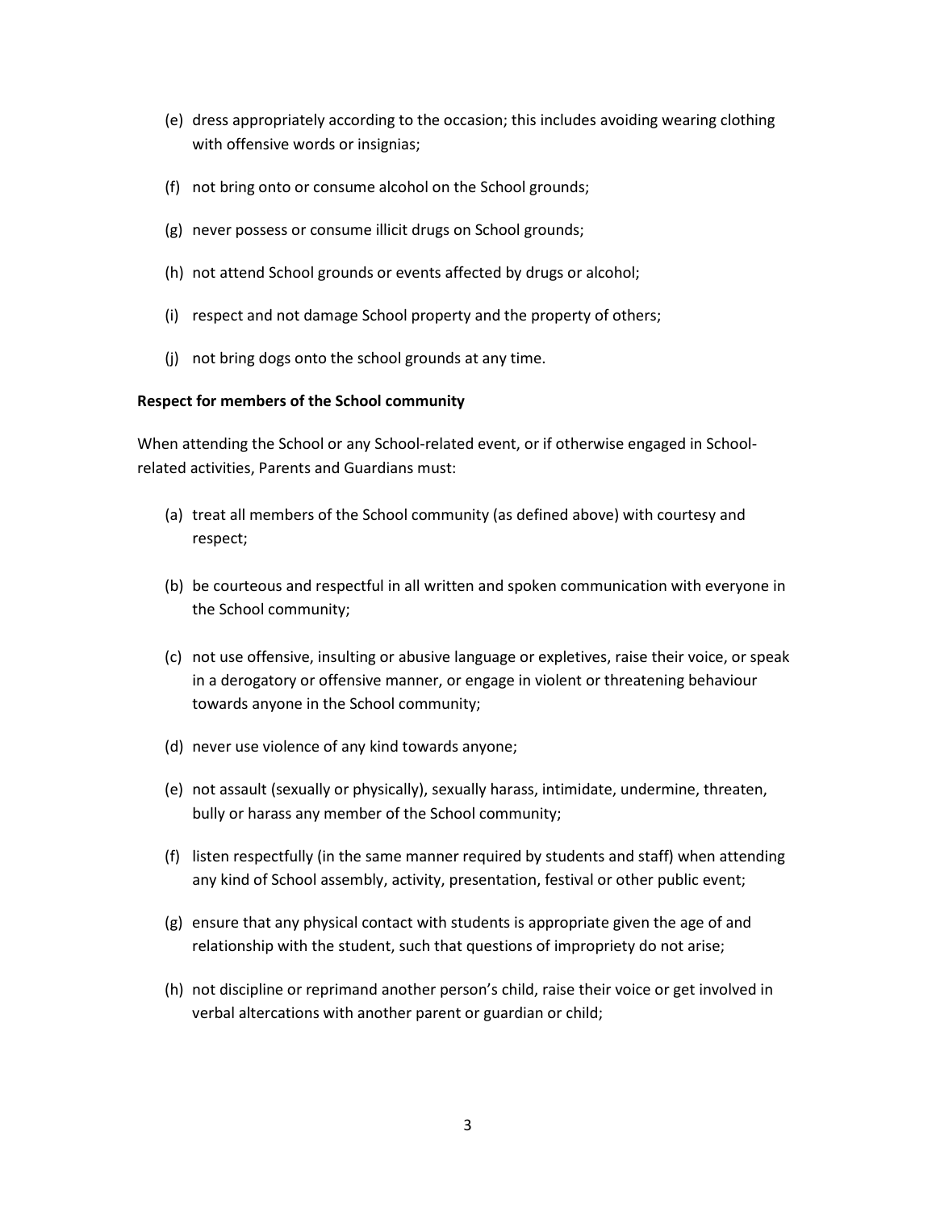(e) dress appropriately according to the occasion; this includes avoiding wearing clothing with offensive words or insignias;

(f) not bring onto or consume alcohol on the School grounds;

(g) never possess or consume illicit drugs on School grounds;

(h) not attend School grounds or events affected by drugs or alcohol;

(i) respect and not damage School property and the property of others;

(j) not bring dogs onto the school grounds at any time.

**Respect for members of the School community**

When attending the School or any School-related event, or if otherwise engaged in School-related activities, Parents and Guardians must:

(a) treat all members of the School community (as defined above) with courtesy and respect;

(b) be courteous and respectful in all written and spoken communication with everyone in the School community;

(c) not use offensive, insulting or abusive language or expletives, raise their voice, or speak in a derogatory or offensive manner, or engage in violent or threatening behaviour towards anyone in the School community;

(d) never use violence of any kind towards anyone;

(e) not assault (sexually or physically), sexually harass, intimidate, undermine, threaten, bully or harass any member of the School community;

(f) listen respectfully (in the same manner required by students and staff) when attending any kind of School assembly, activity, presentation, festival or other public event;

(g) ensure that any physical contact with students is appropriate given the age of and relationship with the student, such that questions of impropriety do not arise;

(h) not discipline or reprimand another person's child, raise their voice or get involved in verbal altercations with another parent or guardian or child;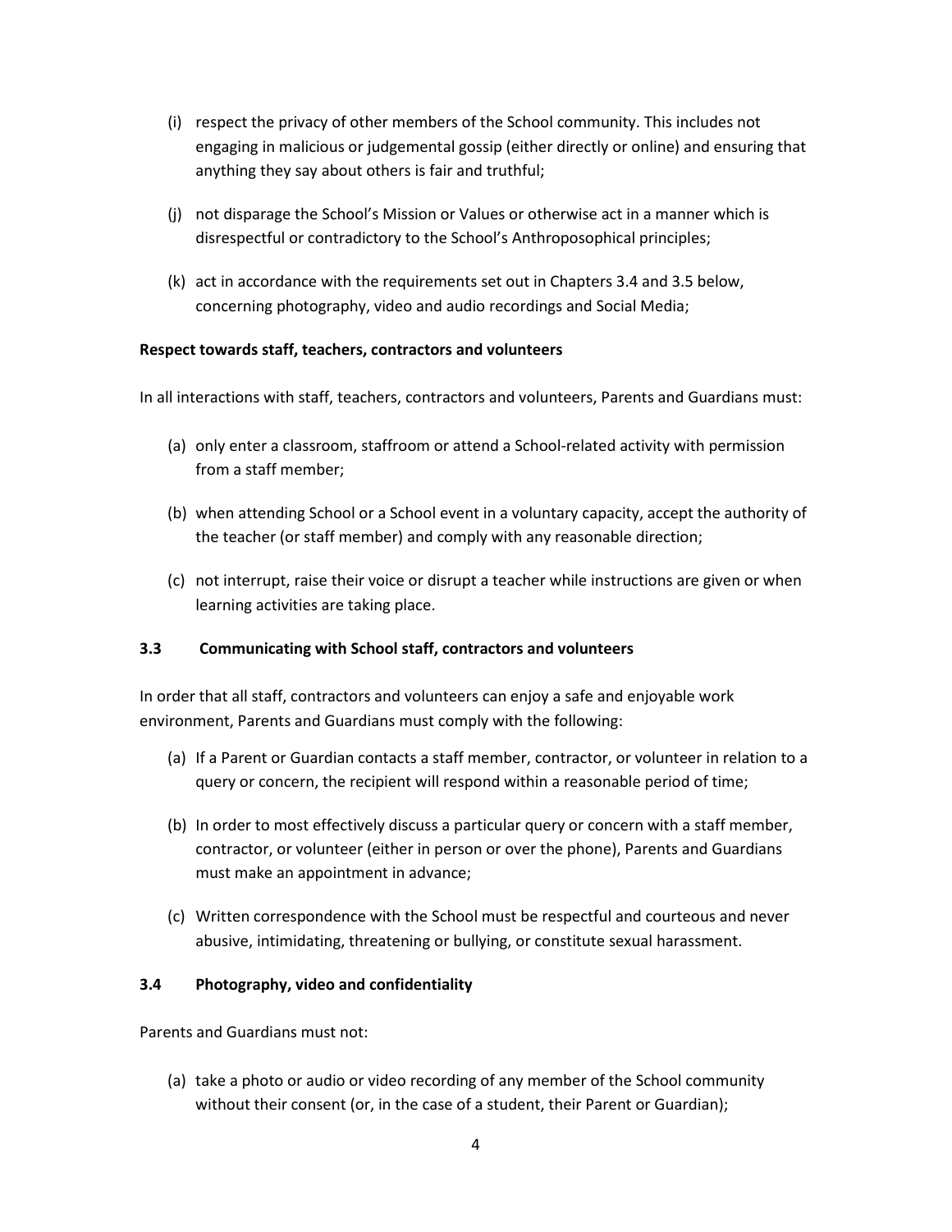(i) respect the privacy of other members of the School community. This includes not engaging in malicious or judgemental gossip (either directly or online) and ensuring that anything they say about others is fair and truthful;

(j) not disparage the School's Mission or Values or otherwise act in a manner which is disrespectful or contradictory to the School's Anthroposophical principles;

(k) act in accordance with the requirements set out in Chapters 3.4 and 3.5 below, concerning photography, video and audio recordings and Social Media;

**Respect towards staff, teachers, contractors and volunteers**

In all interactions with staff, teachers, contractors and volunteers, Parents and Guardians must:

(a) only enter a classroom, staffroom or attend a School-related activity with permission from a staff member;

(b) when attending School or a School event in a voluntary capacity, accept the authority of the teacher (or staff member) and comply with any reasonable direction;

(c) not interrupt, raise their voice or disrupt a teacher while instructions are given or when learning activities are taking place.

### 3.3 Communicating with School staff, contractors and volunteers

In order that all staff, contractors and volunteers can enjoy a safe and enjoyable work environment, Parents and Guardians must comply with the following:

(a) If a Parent or Guardian contacts a staff member, contractor, or volunteer in relation to a query or concern, the recipient will respond within a reasonable period of time;

(b) In order to most effectively discuss a particular query or concern with a staff member, contractor, or volunteer (either in person or over the phone), Parents and Guardians must make an appointment in advance;

(c) Written correspondence with the School must be respectful and courteous and never abusive, intimidating, threatening or bullying, or constitute sexual harassment.

### 3.4 Photography, video and confidentiality

Parents and Guardians must not:

(a) take a photo or audio or video recording of any member of the School community without their consent (or, in the case of a student, their Parent or Guardian);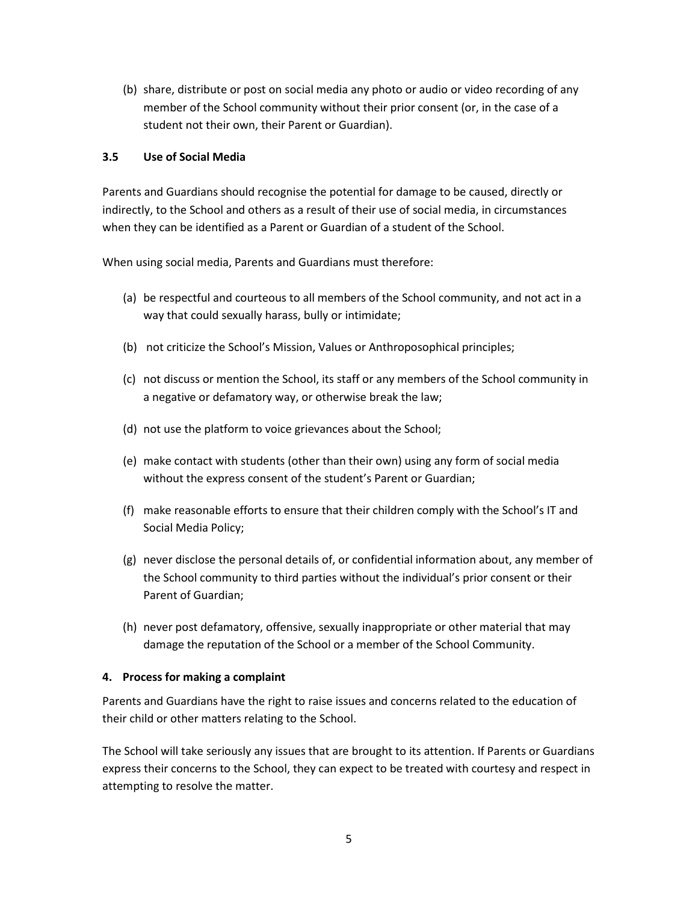(b) share, distribute or post on social media any photo or audio or video recording of any member of the School community without their prior consent (or, in the case of a student not their own, their Parent or Guardian).

### 3.5 Use of Social Media

Parents and Guardians should recognise the potential for damage to be caused, directly or indirectly, to the School and others as a result of their use of social media, in circumstances when they can be identified as a Parent or Guardian of a student of the School.

When using social media, Parents and Guardians must therefore:

(a) be respectful and courteous to all members of the School community, and not act in a way that could sexually harass, bully or intimidate;

(b) not criticize the School's Mission, Values or Anthroposophical principles;

(c) not discuss or mention the School, its staff or any members of the School community in a negative or defamatory way, or otherwise break the law;

(d) not use the platform to voice grievances about the School;

(e) make contact with students (other than their own) using any form of social media without the express consent of the student's Parent or Guardian;

(f) make reasonable efforts to ensure that their children comply with the School's IT and Social Media Policy;

(g) never disclose the personal details of, or confidential information about, any member of the School community to third parties without the individual's prior consent or their Parent of Guardian;

(h) never post defamatory, offensive, sexually inappropriate or other material that may damage the reputation of the School or a member of the School Community.

## 4. Process for making a complaint

Parents and Guardians have the right to raise issues and concerns related to the education of their child or other matters relating to the School.

The School will take seriously any issues that are brought to its attention. If Parents or Guardians express their concerns to the School, they can expect to be treated with courtesy and respect in attempting to resolve the matter.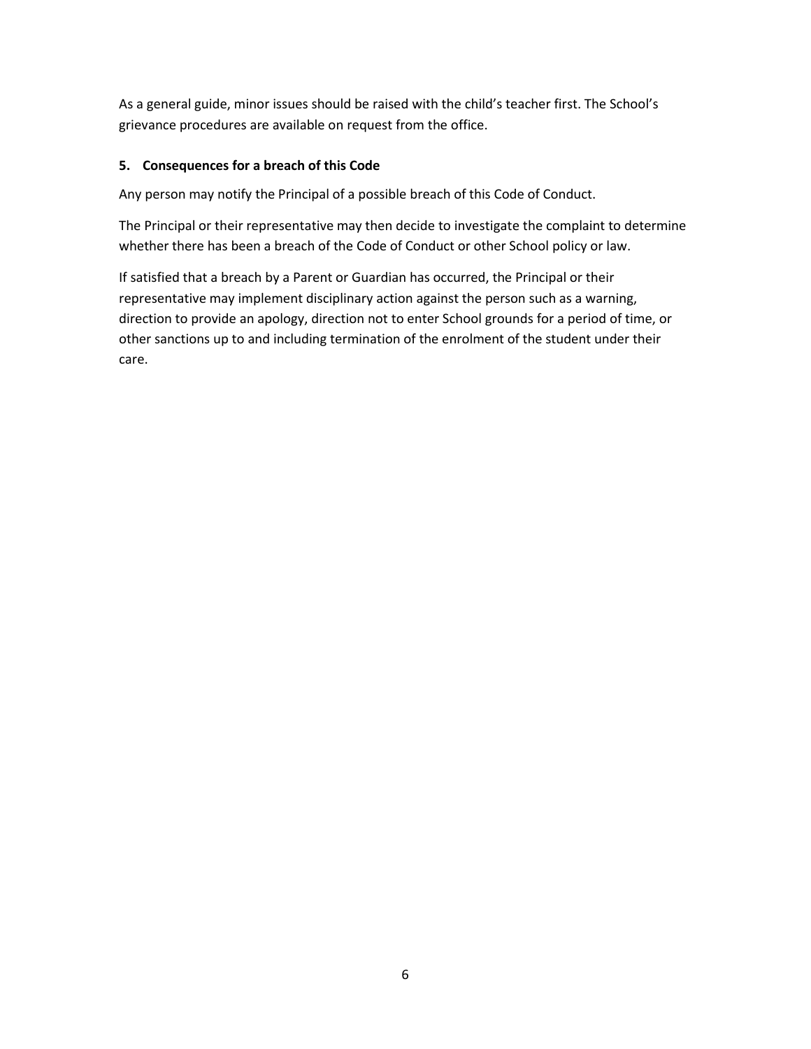As a general guide, minor issues should be raised with the child's teacher first. The School's grievance procedures are available on request from the office.

**5. Consequences for a breach of this Code**

Any person may notify the Principal of a possible breach of this Code of Conduct.

The Principal or their representative may then decide to investigate the complaint to determine whether there has been a breach of the Code of Conduct or other School policy or law.

If satisfied that a breach by a Parent or Guardian has occurred, the Principal or their representative may implement disciplinary action against the person such as a warning, direction to provide an apology, direction not to enter School grounds for a period of time, or other sanctions up to and including termination of the enrolment of the student under their care.